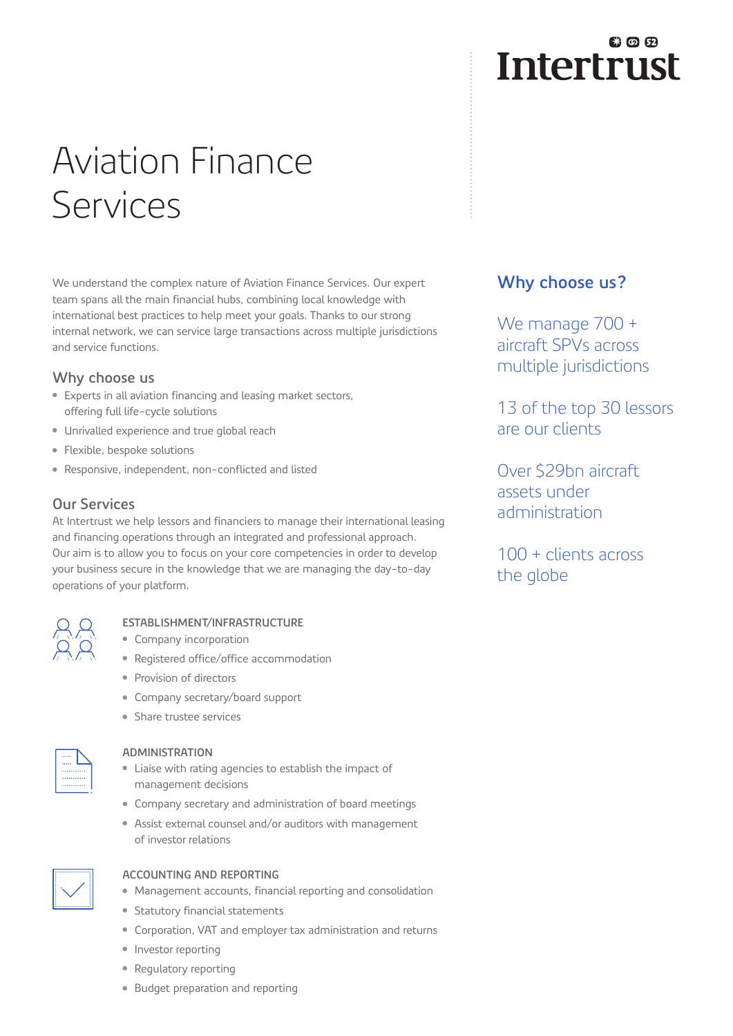Intertrust

# Aviation Finance Services

We understand the complex nature of Aviation Finance Services. Our expert team spans all the main financial hubs, combining local knowledge with international best practices to help meet your goals. Thanks to our strong internal network, we can service large transactions across multiple jurisdictions and service functions.

## Why choose us

- Experts in all aviation financing and leasing market sectors, offering full life-cycle solutions
- Unrivalled experience and true global reach
- Flexible, bespoke solutions
- Responsive, independent, non-conflicted and listed

## Our Services

At Intertrust we help lessors and financiers to manage their international leasing and financing operations through an integrated and professional approach. Our aim is to allow you to focus on your core competencies in order to develop your business secure in the knowledge that we are managing the day-to-day operations of your platform.

### ESTABLISHMENT/INFRASTRUCTURE

- Company incorporation
- Registered office/office accommodation
- Provision of directors
- Company secretary/board support
- Share trustee services

### ADMINISTRATION

- Liaise with rating agencies to establish the impact of management decisions
- Company secretary and administration of board meetings
- Assist external counsel and/or auditors with management of investor relations

### ACCOUNTING AND REPORTING

- Management accounts, financial reporting and consolidation
- Statutory financial statements
- Corporation, VAT and employer tax administration and returns
- Investor reporting
- Regulatory reporting
- Budget preparation and reporting

## Why choose us?

We manage 700 + aircraft SPVs across multiple jurisdictions

13 of the top 30 lessors are our clients

Over $29bn aircraft assets under administration

100 + clients across the globe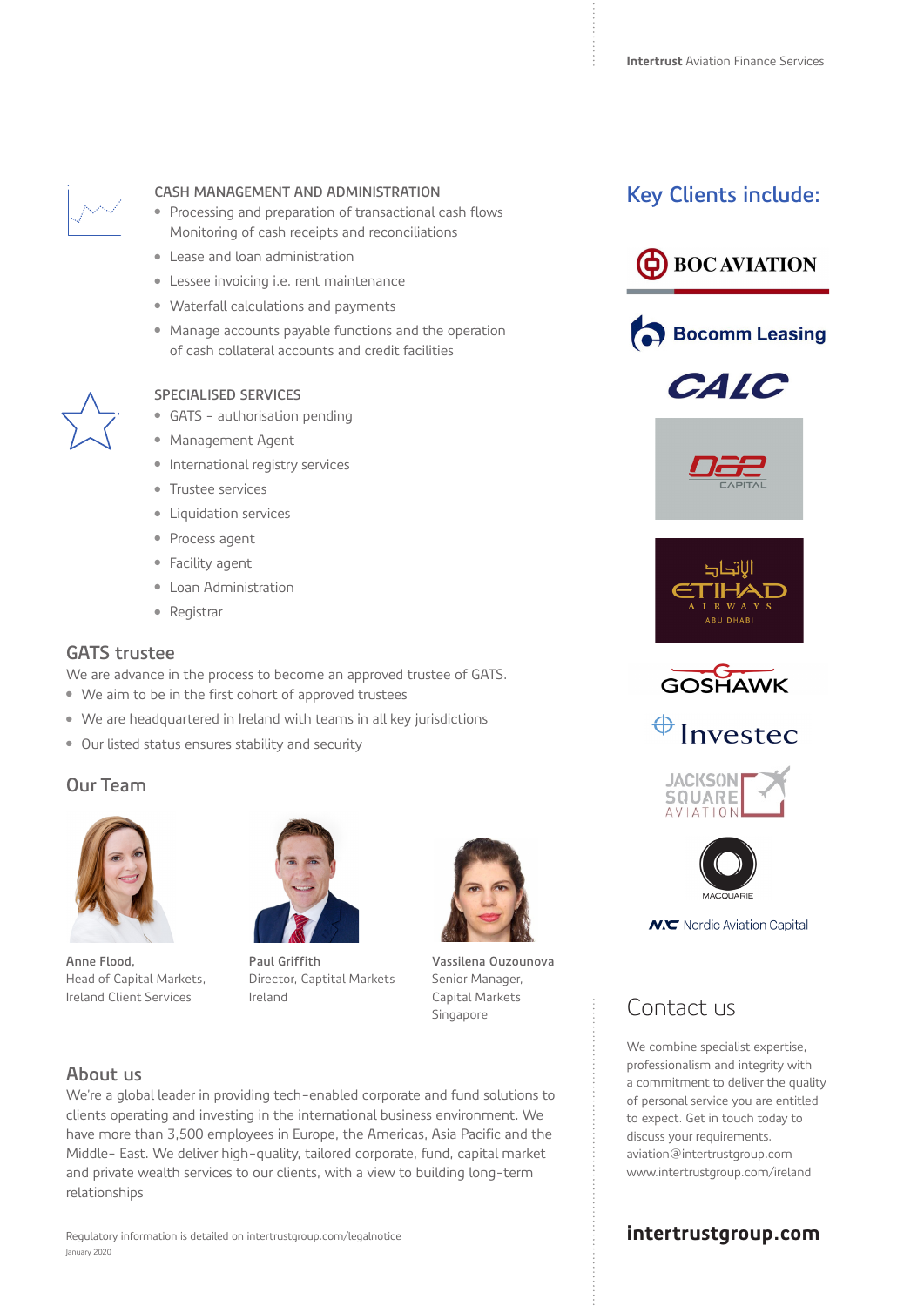### CASH MANAGEMENT AND ADMINISTRATION

- Processing and preparation of transactional cash flows Monitoring of cash receipts and reconciliations
- Lease and loan administration
- Lessee invoicing i.e. rent maintenance
- Waterfall calculations and payments
- Manage accounts payable functions and the operation of cash collateral accounts and credit facilities

### SPECIALISED SERVICES

- GATS – authorisation pending
- Management Agent
- International registry services
- Trustee services
- Liquidation services
- Process agent
- Facility agent
- Loan Administration
- Registrar

## GATS trustee

We are advance in the process to become an approved trustee of GATS.

- We aim to be in the first cohort of approved trustees
- We are headquartered in Ireland with teams in all key jurisdictions
- Our listed status ensures stability and security

## Our Team

**Anne Flood,**
Head of Capital Markets,
Ireland Client Services

**Paul Griffith**
Director, Captital Markets
Ireland

**Vassilena Ouzounova**
Senior Manager,
Capital Markets
Singapore

## About us

We're a global leader in providing tech-enabled corporate and fund solutions to clients operating and investing in the international business environment. We have more than 3,500 employees in Europe, the Americas, Asia Pacific and the Middle- East. We deliver high-quality, tailored corporate, fund, capital market and private wealth services to our clients, with a view to building long-term relationships

Regulatory information is detailed on intertrustgroup.com/legalnotice

January 2020

## Key Clients include:

BOC AVIATION

Bocomm Leasing

CALC

DAE CAPITAL

ETIHAD AIRWAYS ABU DHABI

GOSHAWK

Investec

JACKSON SQUARE AVIATION

MACQUARIE

Nordic Aviation Capital

## Contact us

We combine specialist expertise, professionalism and integrity with a commitment to deliver the quality of personal service you are entitled to expect. Get in touch today to discuss your requirements.
aviation@intertrustgroup.com
www.intertrustgroup.com/ireland

**intertrustgroup.com**